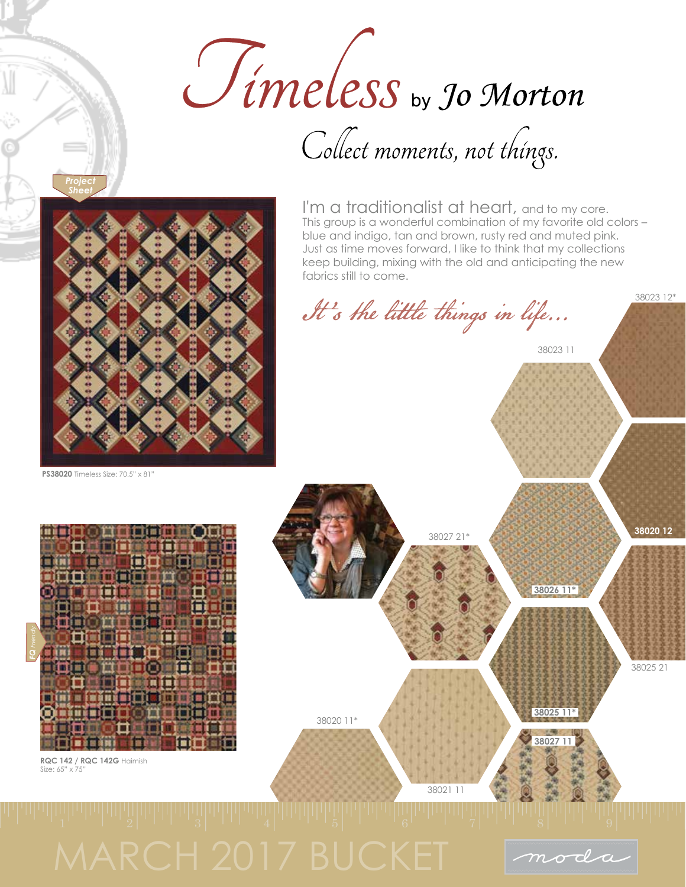# Timeless by Jo Morton

## Collect moments, not things.

Project Sheet

PS38020 Timeless Size: 70.5" x 81"

I'm a traditionalist at heart, and to my core. This group is a wonderful combination of my favorite old colors – blue and indigo, tan and brown, rusty red and muted pink. Just as time moves forward, I like to think that my collections keep building, mixing with the old and anticipating the new fabrics still to come.

*It's the little things in life...*

38023 12*

38023 11

**38020 12**

38027 21*

**38026 11***

38025 21

**38025 11***

**38027 11**

38020 11*

38021 11

FQ Friendly

RQC 142 / RQC 142G Haimish
Size: 65" x 75"

MARCH 2017 BUCKET

moda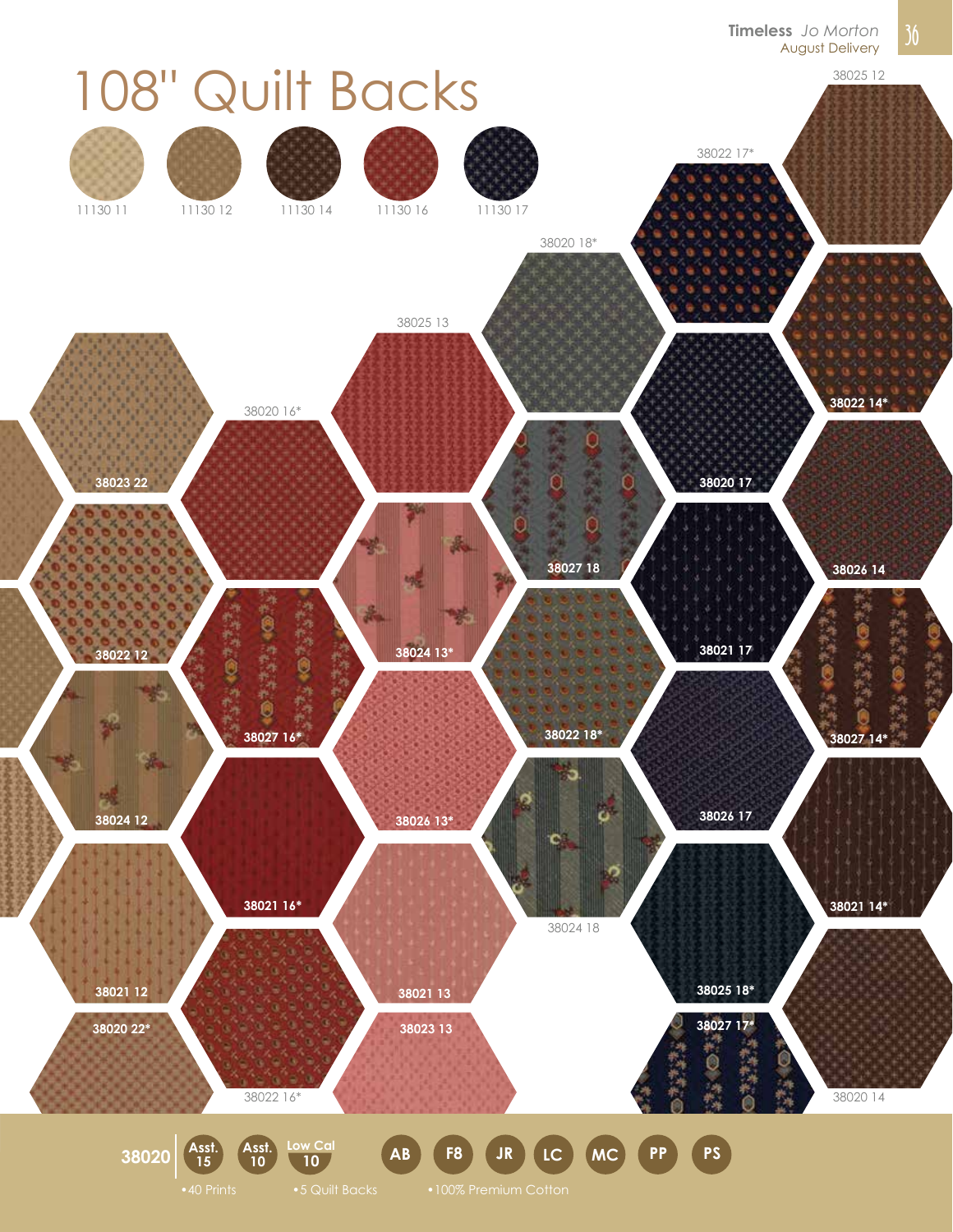Timeless *Jo Morton*
August Delivery

# 108" Quilt Backs

11130 11
11130 12
11130 14
11130 16
11130 17

38025 12
38022 17*
38020 18*
38025 13
38022 14*
38023 22
38020 16*
38020 17
38027 18
38026 14
38022 12
38024 13*
38021 17
38027 16*
38022 18*
38027 14*
38024 12
38026 13*
38026 17
38021 16*
38024 18
38021 14*
38021 12
38021 13
38025 18*
38020 22*
38023 13
38027 17*
38022 16*
38020 14

**38020** Asst. 15 • Asst. 10 • Low Cal 10 • AB • F8 • JR • LC • MC • PP • PS

•40 Prints •5 Quilt Backs •100% Premium Cotton